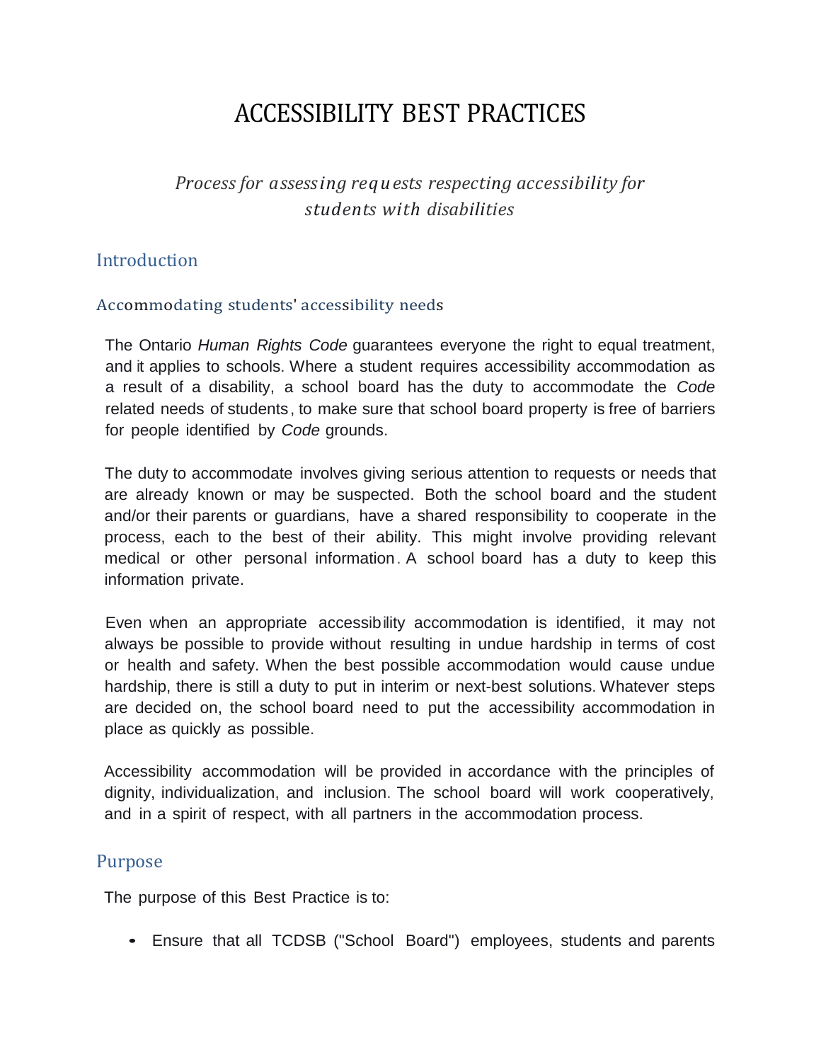# ACCESSIBILITY BEST PRACTICES

*Process for assessing requests respecting accessibility for students with disabilities*

## Introduction

### Accommodating students' accessibility needs

The Ontario *Human Rights Code* guarantees everyone the right to equal treatment, and it applies to schools. Where a student requires accessibility accommodation as a result of a disability, a school board has the duty to accommodate the *Code* related needs of students, to make sure that school board property is free of barriers for people identified by *Code* grounds.

The duty to accommodate involves giving serious attention to requests or needs that are already known or may be suspected. Both the school board and the student and/or their parents or guardians, have a shared responsibility to cooperate in the process, each to the best of their ability. This might involve providing relevant medical or other personal information. A school board has a duty to keep this information private.

Even when an appropriate accessibility accommodation is identified, it may not always be possible to provide without resulting in undue hardship in terms of cost or health and safety. When the best possible accommodation would cause undue hardship, there is still a duty to put in interim or next-best solutions. Whatever steps are decided on, the school board need to put the accessibility accommodation in place as quickly as possible.

Accessibility accommodation will be provided in accordance with the principles of dignity, individualization, and inclusion. The school board will work cooperatively, and in a spirit of respect, with all partners in the accommodation process.

## Purpose

The purpose of this Best Practice is to:

- Ensure that all TCDSB ("School Board") employees, students and parents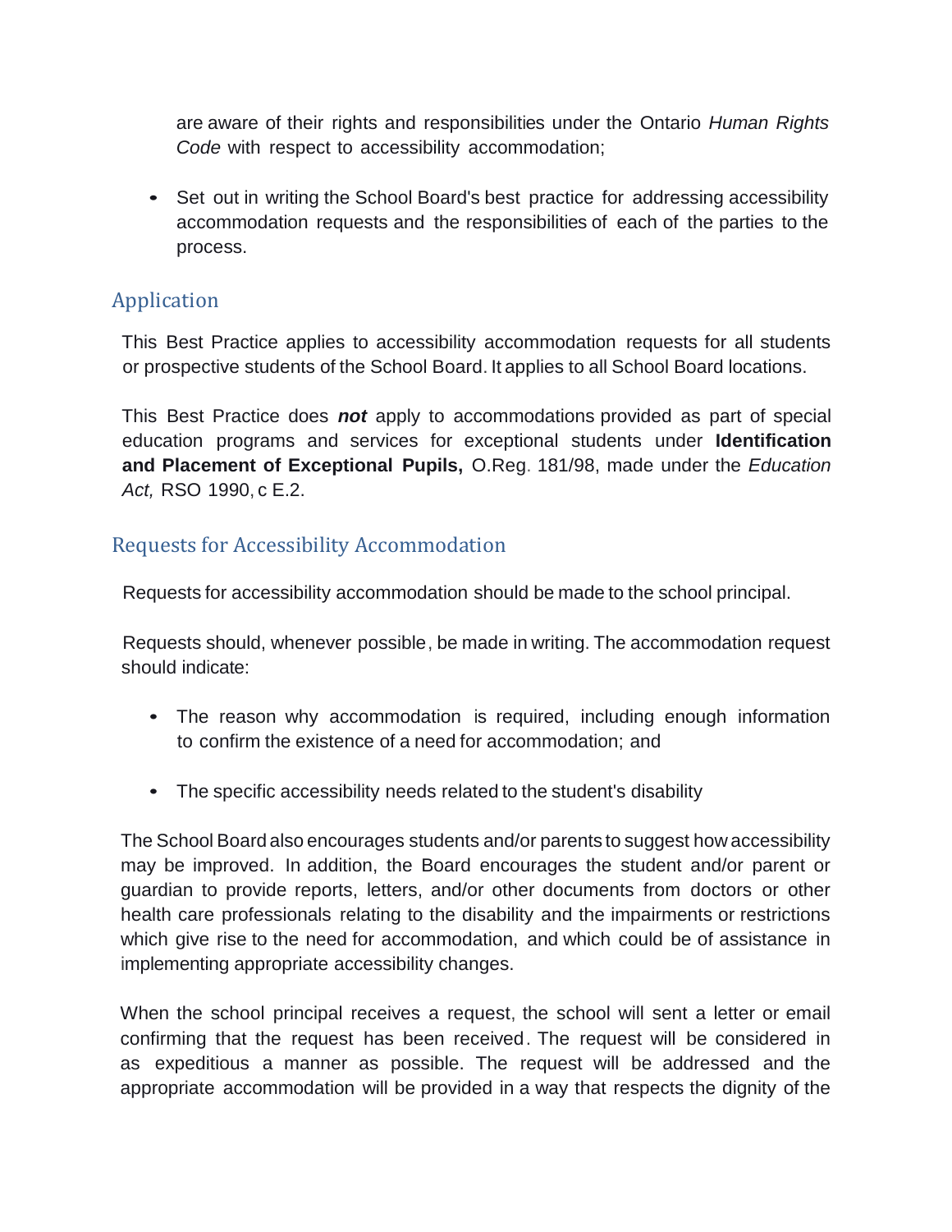are aware of their rights and responsibilities under the Ontario *Human Rights Code* with respect to accessibility accommodation;

- Set out in writing the School Board's best practice for addressing accessibility accommodation requests and the responsibilities of each of the parties to the process.

## Application

This Best Practice applies to accessibility accommodation requests for all students or prospective students of the School Board. It applies to all School Board locations.

This Best Practice does ***not*** apply to accommodations provided as part of special education programs and services for exceptional students under **Identification and Placement of Exceptional Pupils,** O.Reg. 181/98, made under the *Education Act,* RSO 1990, c E.2.

## Requests for Accessibility Accommodation

Requests for accessibility accommodation should be made to the school principal.

Requests should, whenever possible, be made in writing. The accommodation request should indicate:

- The reason why accommodation is required, including enough information to confirm the existence of a need for accommodation; and
- The specific accessibility needs related to the student's disability

The School Board also encourages students and/or parents to suggest how accessibility may be improved. In addition, the Board encourages the student and/or parent or guardian to provide reports, letters, and/or other documents from doctors or other health care professionals relating to the disability and the impairments or restrictions which give rise to the need for accommodation, and which could be of assistance in implementing appropriate accessibility changes.

When the school principal receives a request, the school will sent a letter or email confirming that the request has been received. The request will be considered in as expeditious a manner as possible. The request will be addressed and the appropriate accommodation will be provided in a way that respects the dignity of the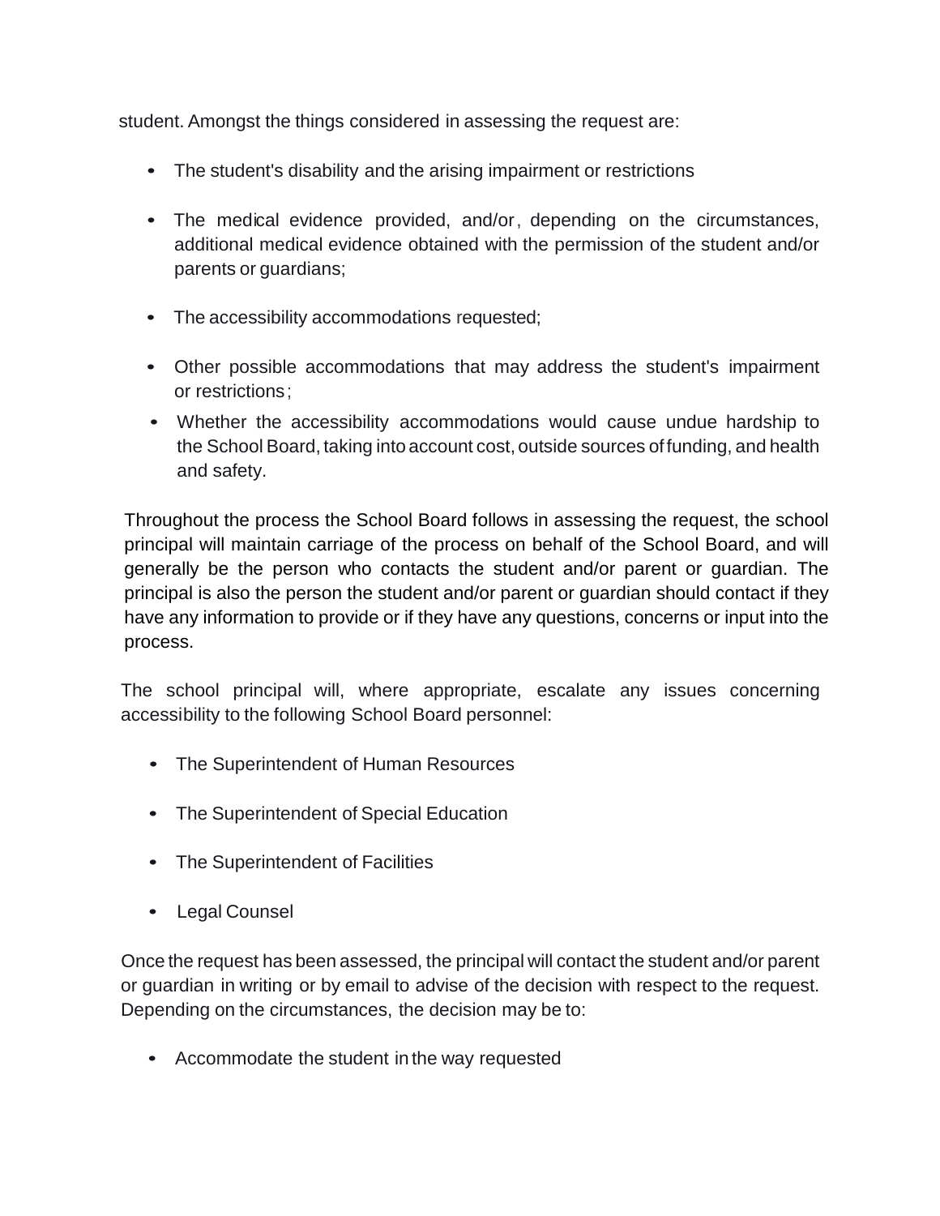student. Amongst the things considered in assessing the request are:

- The student's disability and the arising impairment or restrictions
- The medical evidence provided, and/or, depending on the circumstances, additional medical evidence obtained with the permission of the student and/or parents or guardians;
- The accessibility accommodations requested;
- Other possible accommodations that may address the student's impairment or restrictions;
- Whether the accessibility accommodations would cause undue hardship to the School Board, taking into account cost, outside sources of funding, and health and safety.

Throughout the process the School Board follows in assessing the request, the school principal will maintain carriage of the process on behalf of the School Board, and will generally be the person who contacts the student and/or parent or guardian. The principal is also the person the student and/or parent or guardian should contact if they have any information to provide or if they have any questions, concerns or input into the process.

The school principal will, where appropriate, escalate any issues concerning accessibility to the following School Board personnel:

- The Superintendent of Human Resources
- The Superintendent of Special Education
- The Superintendent of Facilities
- Legal Counsel

Once the request has been assessed, the principal will contact the student and/or parent or guardian in writing or by email to advise of the decision with respect to the request. Depending on the circumstances, the decision may be to:

- Accommodate the student in the way requested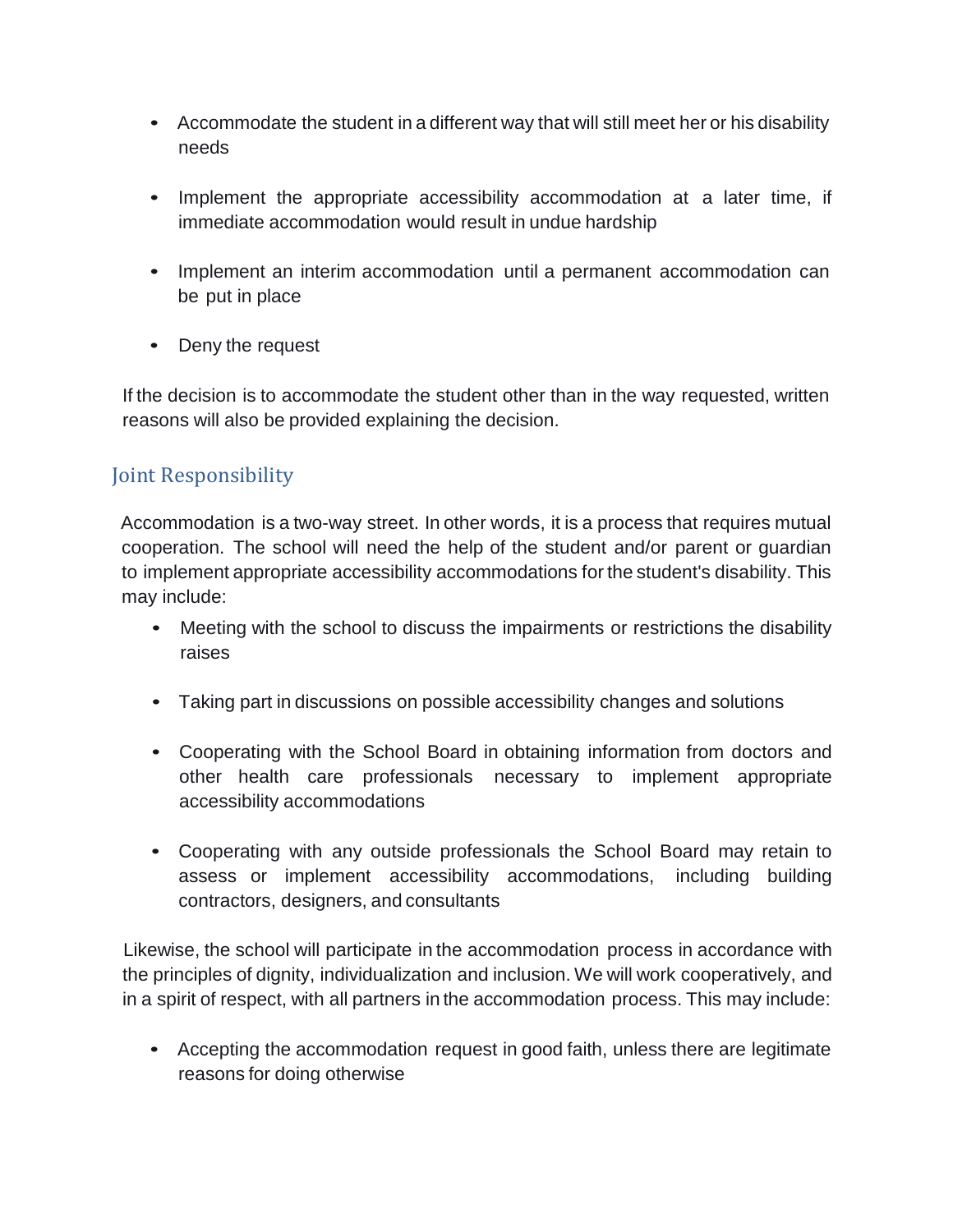- Accommodate the student in a different way that will still meet her or his disability needs

- Implement the appropriate accessibility accommodation at a later time, if immediate accommodation would result in undue hardship

- Implement an interim accommodation until a permanent accommodation can be put in place

- Deny the request

If the decision is to accommodate the student other than in the way requested, written reasons will also be provided explaining the decision.

## Joint Responsibility

Accommodation is a two-way street. In other words, it is a process that requires mutual cooperation. The school will need the help of the student and/or parent or guardian to implement appropriate accessibility accommodations for the student's disability. This may include:

- Meeting with the school to discuss the impairments or restrictions the disability raises

- Taking part in discussions on possible accessibility changes and solutions

- Cooperating with the School Board in obtaining information from doctors and other health care professionals necessary to implement appropriate accessibility accommodations

- Cooperating with any outside professionals the School Board may retain to assess or implement accessibility accommodations, including building contractors, designers, and consultants

Likewise, the school will participate in the accommodation process in accordance with the principles of dignity, individualization and inclusion. We will work cooperatively, and in a spirit of respect, with all partners in the accommodation process. This may include:

- Accepting the accommodation request in good faith, unless there are legitimate reasons for doing otherwise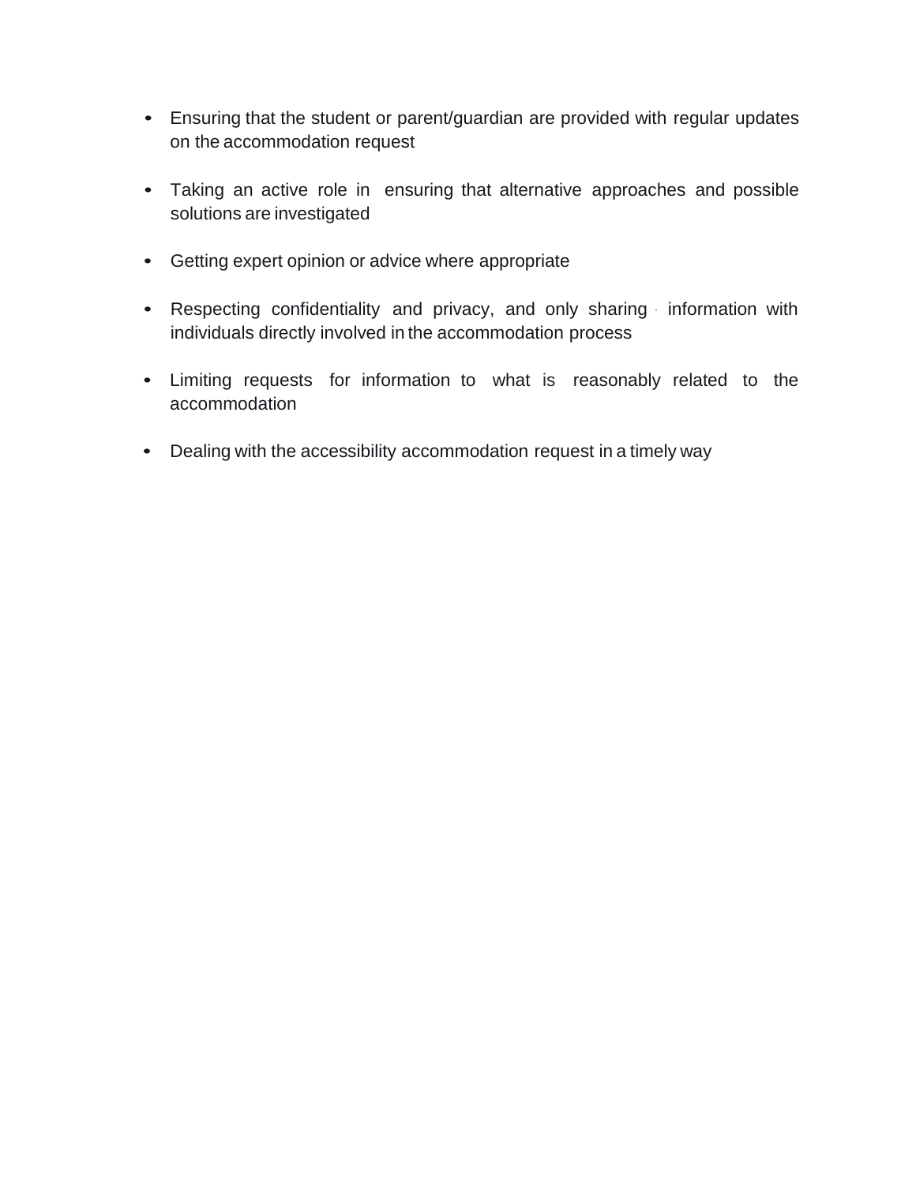- Ensuring that the student or parent/guardian are provided with regular updates on the accommodation request

- Taking an active role in ensuring that alternative approaches and possible solutions are investigated

- Getting expert opinion or advice where appropriate

- Respecting confidentiality and privacy, and only sharing information with individuals directly involved in the accommodation process

- Limiting requests for information to what is reasonably related to the accommodation

- Dealing with the accessibility accommodation request in a timely way